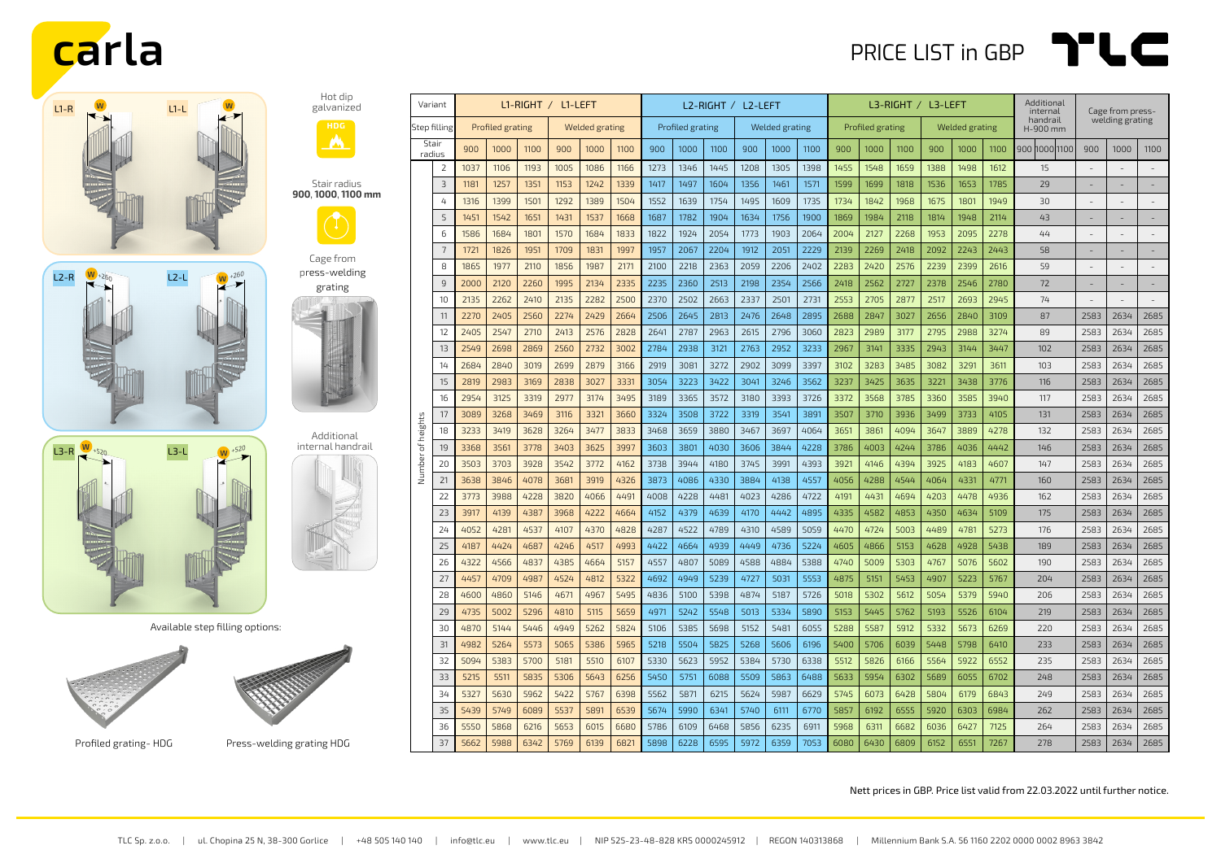# carla

# PRICE LIST in GBP

TLC

L1-R W L1-L W

L2-R W +260 L2-L W +260

L3-R W +520 L3-L W +520

Hot dip galvanized

HDG

Stair radius **900, 1000, 1100 mm**

Cage from press-welding grating

Additional internal handrail

Available step filling options:

Profiled grating - HDG

Press-welding grating HDG

| Variant | | L1-RIGHT / L1-LEFT | | | | | | L2-RIGHT / L2-LEFT | | | | | | L3-RIGHT / L3-LEFT | | | | | | Additional internal handrail H-900 mm | Cage from press-welding grating | | |
|---|---|---|---|---|---|---|---|---|---|---|---|---|---|---|---|---|---|---|---|---|---|---|---|
| Step filling | | Profiled grating | | | Welded grating | | | Profiled grating | | | Welded grating | | | Profiled grating | | | Welded grating | | | | | | |
| Stair radius | | 900 | 1000 | 1100 | 900 | 1000 | 1100 | 900 | 1000 | 1100 | 900 | 1000 | 1100 | 900 | 1000 | 1100 | 900 | 1000 | 1100 | 900 1000 1100 | 900 | 1000 | 1100 |
| Number of heights | 2 | 1037 | 1106 | 1193 | 1005 | 1086 | 1166 | 1273 | 1346 | 1445 | 1208 | 1305 | 1398 | 1455 | 1548 | 1659 | 1388 | 1498 | 1612 | 15 | - | - | - |
| | 3 | 1181 | 1257 | 1351 | 1153 | 1242 | 1339 | 1417 | 1497 | 1604 | 1356 | 1461 | 1571 | 1599 | 1699 | 1818 | 1536 | 1653 | 1785 | 29 | - | - | - |
| | 4 | 1316 | 1399 | 1501 | 1292 | 1389 | 1504 | 1552 | 1639 | 1754 | 1495 | 1609 | 1735 | 1734 | 1842 | 1968 | 1675 | 1801 | 1949 | 30 | - | - | - |
| | 5 | 1451 | 1542 | 1651 | 1431 | 1537 | 1668 | 1687 | 1782 | 1904 | 1634 | 1756 | 1900 | 1869 | 1984 | 2118 | 1814 | 1948 | 2114 | 43 | - | - | - |
| | 6 | 1586 | 1684 | 1801 | 1570 | 1684 | 1833 | 1822 | 1924 | 2054 | 1773 | 1903 | 2064 | 2004 | 2127 | 2268 | 1953 | 2095 | 2278 | 44 | - | - | - |
| | 7 | 1721 | 1826 | 1951 | 1709 | 1831 | 1997 | 1957 | 2067 | 2204 | 1912 | 2051 | 2229 | 2139 | 2269 | 2418 | 2092 | 2243 | 2443 | 58 | - | - | - |
| | 8 | 1865 | 1977 | 2110 | 1856 | 1987 | 2171 | 2100 | 2218 | 2363 | 2059 | 2206 | 2402 | 2283 | 2420 | 2576 | 2239 | 2399 | 2616 | 59 | - | - | - |
| | 9 | 2000 | 2120 | 2260 | 1995 | 2134 | 2335 | 2235 | 2360 | 2513 | 2198 | 2354 | 2566 | 2418 | 2562 | 2727 | 2378 | 2546 | 2780 | 72 | - | - | - |
| | 10 | 2135 | 2262 | 2410 | 2135 | 2282 | 2500 | 2370 | 2502 | 2663 | 2337 | 2501 | 2731 | 2553 | 2705 | 2877 | 2517 | 2693 | 2945 | 74 | - | - | - |
| | 11 | 2270 | 2405 | 2560 | 2274 | 2429 | 2664 | 2506 | 2645 | 2813 | 2476 | 2648 | 2895 | 2688 | 2847 | 3027 | 2656 | 2840 | 3109 | 87 | 2583 | 2634 | 2685 |
| | 12 | 2405 | 2547 | 2710 | 2413 | 2576 | 2828 | 2641 | 2787 | 2963 | 2615 | 2796 | 3060 | 2823 | 2989 | 3177 | 2795 | 2988 | 3274 | 89 | 2583 | 2634 | 2685 |
| | 13 | 2549 | 2698 | 2869 | 2560 | 2732 | 3002 | 2784 | 2938 | 3121 | 2763 | 2952 | 3233 | 2967 | 3141 | 3335 | 2943 | 3144 | 3447 | 102 | 2583 | 2634 | 2685 |
| | 14 | 2684 | 2840 | 3019 | 2699 | 2879 | 3166 | 2919 | 3081 | 3272 | 2902 | 3099 | 3397 | 3102 | 3283 | 3485 | 3082 | 3291 | 3611 | 103 | 2583 | 2634 | 2685 |
| | 15 | 2819 | 2983 | 3169 | 2838 | 3027 | 3331 | 3054 | 3223 | 3422 | 3041 | 3246 | 3562 | 3237 | 3425 | 3635 | 3221 | 3438 | 3776 | 116 | 2583 | 2634 | 2685 |
| | 16 | 2954 | 3125 | 3319 | 2977 | 3174 | 3495 | 3189 | 3365 | 3572 | 3180 | 3393 | 3726 | 3372 | 3568 | 3785 | 3360 | 3585 | 3940 | 117 | 2583 | 2634 | 2685 |
| | 17 | 3089 | 3268 | 3469 | 3116 | 3321 | 3660 | 3324 | 3508 | 3722 | 3319 | 3541 | 3891 | 3507 | 3710 | 3936 | 3499 | 3733 | 4105 | 131 | 2583 | 2634 | 2685 |
| | 18 | 3233 | 3419 | 3628 | 3264 | 3477 | 3833 | 3468 | 3659 | 3880 | 3467 | 3697 | 4064 | 3651 | 3861 | 4094 | 3647 | 3889 | 4278 | 132 | 2583 | 2634 | 2685 |
| | 19 | 3368 | 3561 | 3778 | 3403 | 3625 | 3997 | 3603 | 3801 | 4030 | 3606 | 3844 | 4228 | 3786 | 4003 | 4244 | 3786 | 4036 | 4442 | 146 | 2583 | 2634 | 2685 |
| | 20 | 3503 | 3703 | 3928 | 3542 | 3772 | 4162 | 3738 | 3944 | 4180 | 3745 | 3991 | 4393 | 3921 | 4146 | 4394 | 3925 | 4183 | 4607 | 147 | 2583 | 2634 | 2685 |
| | 21 | 3638 | 3846 | 4078 | 3681 | 3919 | 4326 | 3873 | 4086 | 4330 | 3884 | 4138 | 4557 | 4056 | 4288 | 4544 | 4064 | 4331 | 4771 | 160 | 2583 | 2634 | 2685 |
| | 22 | 3773 | 3988 | 4228 | 3820 | 4066 | 4491 | 4008 | 4228 | 4481 | 4023 | 4286 | 4722 | 4191 | 4431 | 4694 | 4203 | 4478 | 4936 | 162 | 2583 | 2634 | 2685 |
| | 23 | 3917 | 4139 | 4387 | 3968 | 4222 | 4664 | 4152 | 4379 | 4639 | 4170 | 4442 | 4895 | 4335 | 4582 | 4853 | 4350 | 4634 | 5109 | 175 | 2583 | 2634 | 2685 |
| | 24 | 4052 | 4281 | 4537 | 4107 | 4370 | 4828 | 4287 | 4522 | 4789 | 4310 | 4589 | 5059 | 4470 | 4724 | 5003 | 4489 | 4781 | 5273 | 176 | 2583 | 2634 | 2685 |
| | 25 | 4187 | 4424 | 4687 | 4246 | 4517 | 4993 | 4422 | 4664 | 4939 | 4449 | 4736 | 5224 | 4605 | 4866 | 5153 | 4628 | 4928 | 5438 | 189 | 2583 | 2634 | 2685 |
| | 26 | 4322 | 4566 | 4837 | 4385 | 4664 | 5157 | 4557 | 4807 | 5089 | 4588 | 4884 | 5388 | 4740 | 5009 | 5303 | 4767 | 5076 | 5602 | 190 | 2583 | 2634 | 2685 |
| | 27 | 4457 | 4709 | 4987 | 4524 | 4812 | 5322 | 4692 | 4949 | 5239 | 4727 | 5031 | 5553 | 4875 | 5151 | 5453 | 4907 | 5223 | 5767 | 204 | 2583 | 2634 | 2685 |
| | 28 | 4600 | 4860 | 5146 | 4671 | 4967 | 5495 | 4836 | 5100 | 5398 | 4874 | 5187 | 5726 | 5018 | 5302 | 5612 | 5054 | 5379 | 5940 | 206 | 2583 | 2634 | 2685 |
| | 29 | 4735 | 5002 | 5296 | 4810 | 5115 | 5659 | 4971 | 5242 | 5548 | 5013 | 5334 | 5890 | 5153 | 5445 | 5762 | 5193 | 5526 | 6104 | 219 | 2583 | 2634 | 2685 |
| | 30 | 4870 | 5144 | 5446 | 4949 | 5262 | 5824 | 5106 | 5385 | 5698 | 5152 | 5481 | 6055 | 5288 | 5587 | 5912 | 5332 | 5673 | 6269 | 220 | 2583 | 2634 | 2685 |
| | 31 | 4982 | 5264 | 5573 | 5065 | 5386 | 5965 | 5218 | 5504 | 5825 | 5268 | 5606 | 6196 | 5400 | 5706 | 6039 | 5448 | 5798 | 6410 | 233 | 2583 | 2634 | 2685 |
| | 32 | 5094 | 5383 | 5700 | 5181 | 5510 | 6107 | 5330 | 5623 | 5952 | 5384 | 5730 | 6338 | 5512 | 5826 | 6166 | 5564 | 5922 | 6552 | 235 | 2583 | 2634 | 2685 |
| | 33 | 5215 | 5511 | 5835 | 5306 | 5643 | 6256 | 5450 | 5751 | 6088 | 5509 | 5863 | 6488 | 5633 | 5954 | 6302 | 5689 | 6055 | 6702 | 248 | 2583 | 2634 | 2685 |
| | 34 | 5327 | 5630 | 5962 | 5422 | 5767 | 6398 | 5562 | 5871 | 6215 | 5624 | 5987 | 6629 | 5745 | 6073 | 6428 | 5804 | 6179 | 6843 | 249 | 2583 | 2634 | 2685 |
| | 35 | 5439 | 5749 | 6089 | 5537 | 5891 | 6539 | 5674 | 5990 | 6341 | 5740 | 6111 | 6770 | 5857 | 6192 | 6555 | 5920 | 6303 | 6984 | 262 | 2583 | 2634 | 2685 |
| | 36 | 5550 | 5868 | 6216 | 5653 | 6015 | 6680 | 5786 | 6109 | 6468 | 5856 | 6235 | 6911 | 5968 | 6311 | 6682 | 6036 | 6427 | 7125 | 264 | 2583 | 2634 | 2685 |
| | 37 | 5662 | 5988 | 6342 | 5769 | 6139 | 6821 | 5898 | 6228 | 6595 | 5972 | 6359 | 7053 | 6080 | 6430 | 6809 | 6152 | 6551 | 7267 | 278 | 2583 | 2634 | 2685 |

Nett prices in GBP. Price list valid from 22.03.2022 until further notice.

TLC Sp. z o.o. | ul. Chopina 25 N, 38-300 Gorlice | +48 505 140 140 | info@tlc.eu | www.tlc.eu | NIP 525-23-48-828 KRS 0000245912 | REGON 140313868 | Millennium Bank S.A. 56 1160 2202 0000 0002 8963 3842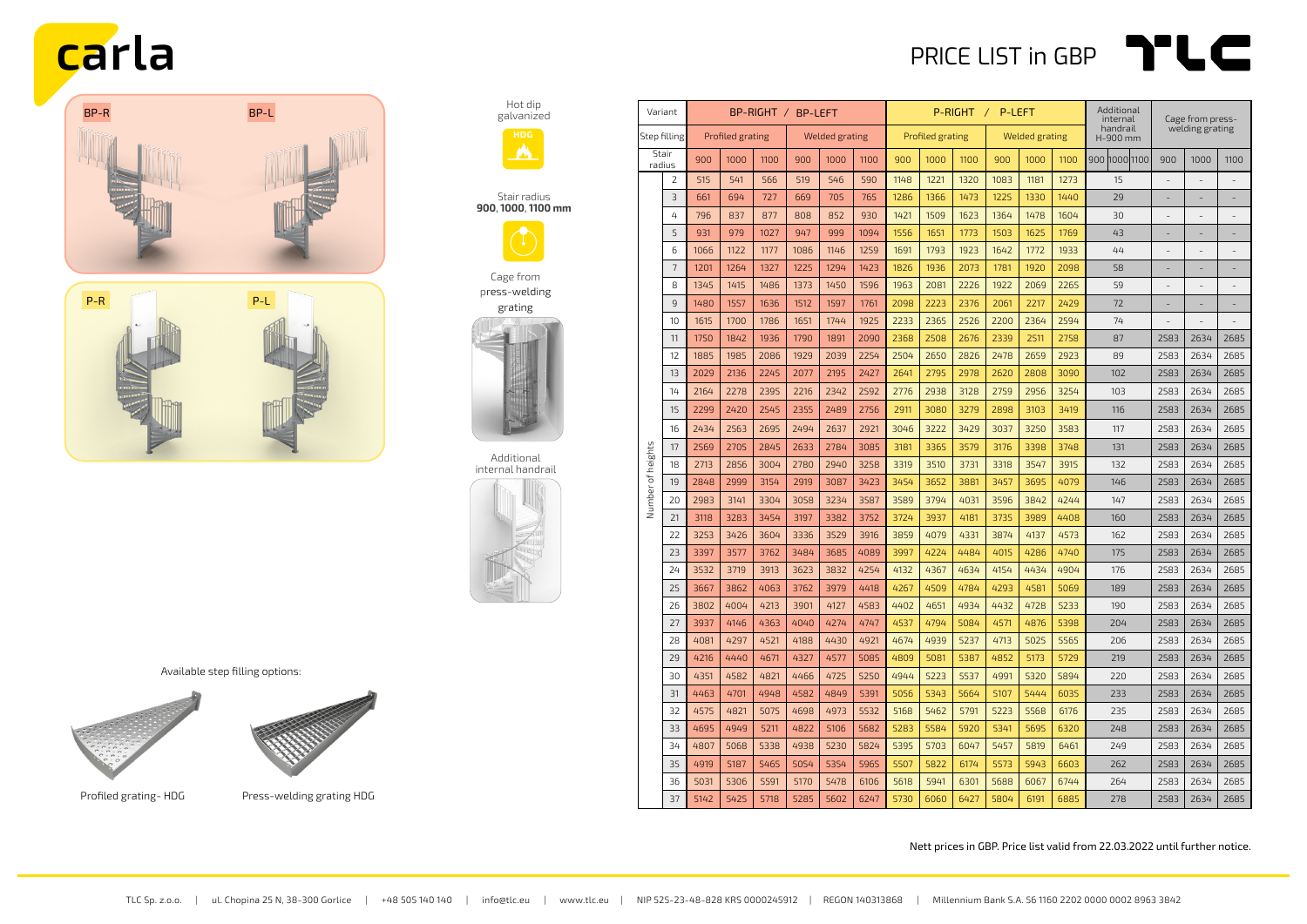# carla

# PRICE LIST in GBP

BP-R  BP-L

P-R  P-L

Hot dip galvanized

HDG

Stair radius
**900, 1000, 1100 mm**

Cage from press-welding grating

Additional internal handrail

Available step filling options:

Profiled grating - HDG

Press-welding grating HDG

| Variant | | BP-RIGHT / BP-LEFT | | | | | | P-RIGHT / P-LEFT | | | | | | Additional internal handrail H-900 mm | Cage from press-welding grating | | |
|---|---|---|---|---|---|---|---|---|---|---|---|---|---|---|---|---|---|
| Step filling | | Profiled grating | | | Welded grating | | | Profiled grating | | | Welded grating | | | | | | |
| Stair radius | | 900 | 1000 | 1100 | 900 | 1000 | 1100 | 900 | 1000 | 1100 | 900 | 1000 | 1100 | 900 / 1000 / 1100 | 900 | 1000 | 1100 |
| Number of heights | 2 | 515 | 541 | 566 | 519 | 546 | 590 | 1148 | 1221 | 1320 | 1083 | 1181 | 1273 | 15 | - | - | - |
| | 3 | 661 | 694 | 727 | 669 | 705 | 765 | 1286 | 1366 | 1473 | 1225 | 1330 | 1440 | 29 | - | - | - |
| | 4 | 796 | 837 | 877 | 808 | 852 | 930 | 1421 | 1509 | 1623 | 1364 | 1478 | 1604 | 30 | - | - | - |
| | 5 | 931 | 979 | 1027 | 947 | 999 | 1094 | 1556 | 1651 | 1773 | 1503 | 1625 | 1769 | 43 | - | - | - |
| | 6 | 1066 | 1122 | 1177 | 1086 | 1146 | 1259 | 1691 | 1793 | 1923 | 1642 | 1772 | 1933 | 44 | - | - | - |
| | 7 | 1201 | 1264 | 1327 | 1225 | 1294 | 1423 | 1826 | 1936 | 2073 | 1781 | 1920 | 2098 | 58 | - | - | - |
| | 8 | 1345 | 1415 | 1486 | 1373 | 1450 | 1596 | 1963 | 2081 | 2226 | 1922 | 2069 | 2265 | 59 | - | - | - |
| | 9 | 1480 | 1557 | 1636 | 1512 | 1597 | 1761 | 2098 | 2223 | 2376 | 2061 | 2217 | 2429 | 72 | - | - | - |
| | 10 | 1615 | 1700 | 1786 | 1651 | 1744 | 1925 | 2233 | 2365 | 2526 | 2200 | 2364 | 2594 | 74 | - | - | - |
| | 11 | 1750 | 1842 | 1936 | 1790 | 1891 | 2090 | 2368 | 2508 | 2676 | 2339 | 2511 | 2758 | 87 | 2583 | 2634 | 2685 |
| | 12 | 1885 | 1985 | 2086 | 1929 | 2039 | 2254 | 2504 | 2650 | 2826 | 2478 | 2659 | 2923 | 89 | 2583 | 2634 | 2685 |
| | 13 | 2029 | 2136 | 2245 | 2077 | 2195 | 2427 | 2641 | 2795 | 2978 | 2620 | 2808 | 3090 | 102 | 2583 | 2634 | 2685 |
| | 14 | 2164 | 2278 | 2395 | 2216 | 2342 | 2592 | 2776 | 2938 | 3128 | 2759 | 2956 | 3254 | 103 | 2583 | 2634 | 2685 |
| | 15 | 2299 | 2420 | 2545 | 2355 | 2489 | 2756 | 2911 | 3080 | 3279 | 2898 | 3103 | 3419 | 116 | 2583 | 2634 | 2685 |
| | 16 | 2434 | 2563 | 2695 | 2494 | 2637 | 2921 | 3046 | 3222 | 3429 | 3037 | 3250 | 3583 | 117 | 2583 | 2634 | 2685 |
| | 17 | 2569 | 2705 | 2845 | 2633 | 2784 | 3085 | 3181 | 3365 | 3579 | 3176 | 3398 | 3748 | 131 | 2583 | 2634 | 2685 |
| | 18 | 2713 | 2856 | 3004 | 2780 | 2940 | 3258 | 3319 | 3510 | 3731 | 3318 | 3547 | 3915 | 132 | 2583 | 2634 | 2685 |
| | 19 | 2848 | 2999 | 3154 | 2919 | 3087 | 3423 | 3454 | 3652 | 3881 | 3457 | 3695 | 4079 | 146 | 2583 | 2634 | 2685 |
| | 20 | 2983 | 3141 | 3304 | 3058 | 3234 | 3587 | 3589 | 3794 | 4031 | 3596 | 3842 | 4244 | 147 | 2583 | 2634 | 2685 |
| | 21 | 3118 | 3283 | 3454 | 3197 | 3382 | 3752 | 3724 | 3937 | 4181 | 3735 | 3989 | 4408 | 160 | 2583 | 2634 | 2685 |
| | 22 | 3253 | 3426 | 3604 | 3336 | 3529 | 3916 | 3859 | 4079 | 4331 | 3874 | 4137 | 4573 | 162 | 2583 | 2634 | 2685 |
| | 23 | 3397 | 3577 | 3762 | 3484 | 3685 | 4089 | 3997 | 4224 | 4484 | 4015 | 4286 | 4740 | 175 | 2583 | 2634 | 2685 |
| | 24 | 3532 | 3719 | 3913 | 3623 | 3832 | 4254 | 4132 | 4367 | 4634 | 4154 | 4434 | 4904 | 176 | 2583 | 2634 | 2685 |
| | 25 | 3667 | 3862 | 4063 | 3762 | 3979 | 4418 | 4267 | 4509 | 4784 | 4293 | 4581 | 5069 | 189 | 2583 | 2634 | 2685 |
| | 26 | 3802 | 4004 | 4213 | 3901 | 4127 | 4583 | 4402 | 4651 | 4934 | 4432 | 4728 | 5233 | 190 | 2583 | 2634 | 2685 |
| | 27 | 3937 | 4146 | 4363 | 4040 | 4274 | 4747 | 4537 | 4794 | 5084 | 4571 | 4876 | 5398 | 204 | 2583 | 2634 | 2685 |
| | 28 | 4081 | 4297 | 4521 | 4188 | 4430 | 4921 | 4674 | 4939 | 5237 | 4713 | 5025 | 5565 | 206 | 2583 | 2634 | 2685 |
| | 29 | 4216 | 4440 | 4671 | 4327 | 4577 | 5085 | 4809 | 5081 | 5387 | 4852 | 5173 | 5729 | 219 | 2583 | 2634 | 2685 |
| | 30 | 4351 | 4582 | 4821 | 4466 | 4725 | 5250 | 4944 | 5223 | 5537 | 4991 | 5320 | 5894 | 220 | 2583 | 2634 | 2685 |
| | 31 | 4463 | 4701 | 4948 | 4582 | 4849 | 5391 | 5056 | 5343 | 5664 | 5107 | 5444 | 6035 | 233 | 2583 | 2634 | 2685 |
| | 32 | 4575 | 4821 | 5075 | 4698 | 4973 | 5532 | 5168 | 5462 | 5791 | 5223 | 5568 | 6176 | 235 | 2583 | 2634 | 2685 |
| | 33 | 4695 | 4949 | 5211 | 4822 | 5106 | 5682 | 5283 | 5584 | 5920 | 5341 | 5695 | 6320 | 248 | 2583 | 2634 | 2685 |
| | 34 | 4807 | 5068 | 5338 | 4938 | 5230 | 5824 | 5395 | 5703 | 6047 | 5457 | 5819 | 6461 | 249 | 2583 | 2634 | 2685 |
| | 35 | 4919 | 5187 | 5465 | 5054 | 5354 | 5965 | 5507 | 5822 | 6174 | 5573 | 5943 | 6603 | 262 | 2583 | 2634 | 2685 |
| | 36 | 5031 | 5306 | 5591 | 5170 | 5478 | 6106 | 5618 | 5941 | 6301 | 5688 | 6067 | 6744 | 264 | 2583 | 2634 | 2685 |
| | 37 | 5142 | 5425 | 5718 | 5285 | 5602 | 6247 | 5730 | 6060 | 6427 | 5804 | 6191 | 6885 | 278 | 2583 | 2634 | 2685 |

Net prices in GBP. Price list valid from 22.03.2022 until further notice.

TLC Sp. z.o.o. | ul. Chopina 25 N, 38-300 Gorlice | +48 505 140 140 | info@tlc.eu | www.tlc.eu | NIP 525-23-48-828 KRS 0000245912 | REGON 140313868 | Millennium Bank S.A. 56 1160 2202 0000 0002 8963 3842